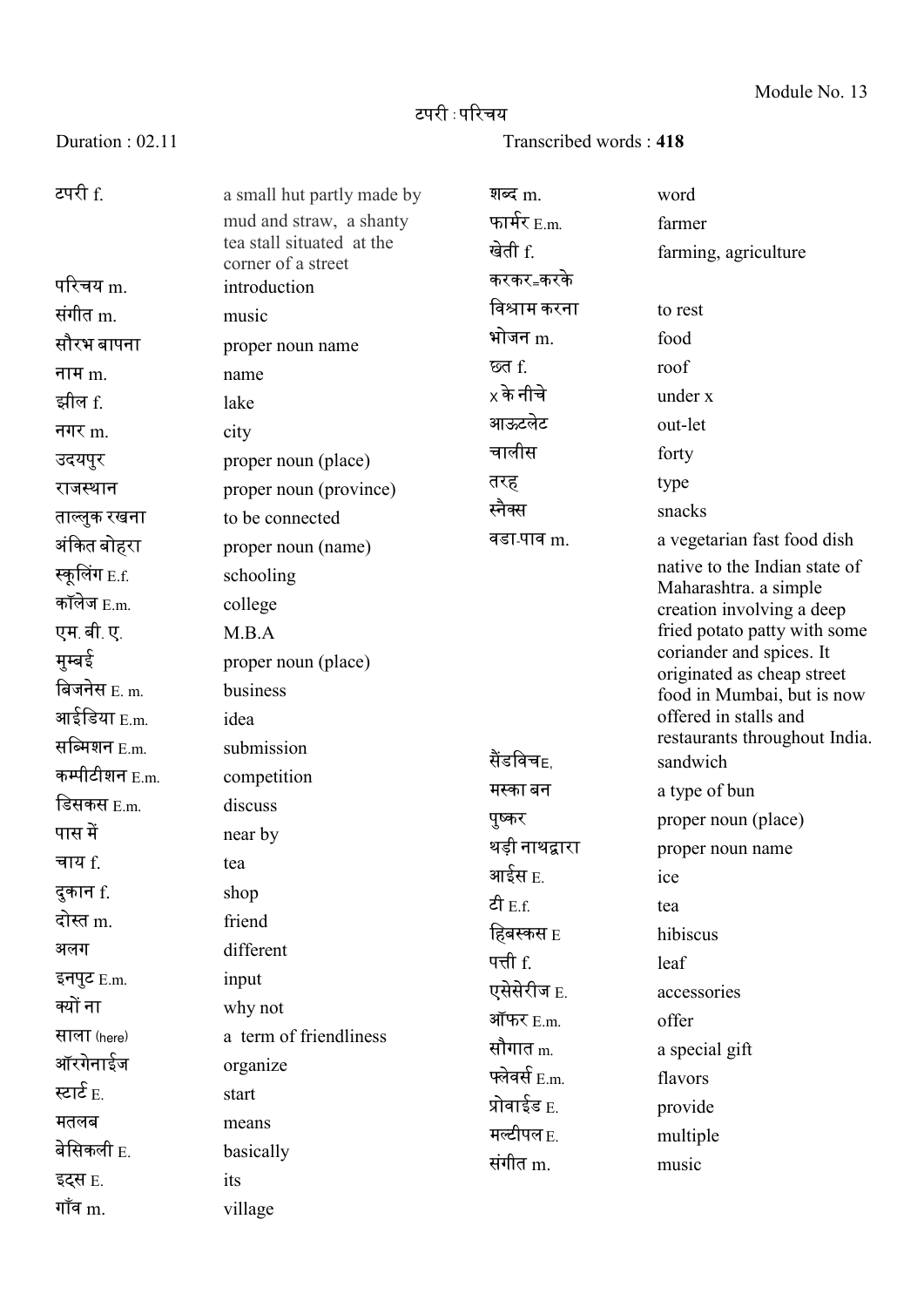Module No. 13

# टपरी : परिचय

Duration : 02.11 Transcribed words : **418**

| | |
|---|---|
| टपरी f. | a small hut partly made by mud and straw, a shanty tea stall situated at the corner of a street |
| परिचय m. | introduction |
| संगीत m. | music |
| सौरभ बापना | proper noun name |
| नाम m. | name |
| झील f. | lake |
| नगर m. | city |
| उदयपुर | proper noun (place) |
| राजस्थान | proper noun (province) |
| ताल्लुक रखना | to be connected |
| अंकित बोहरा | proper noun (name) |
| स्कूलिंग E.f. | schooling |
| कॉलेज E.m. | college |
| एम. बी. ए. | M.B.A |
| मुम्बई | proper noun (place) |
| बिजनेस E. m. | business |
| आईडिया E.m. | idea |
| सब्मिशन E.m. | submission |
| कम्पीटीशन E.m. | competition |
| डिसकस E.m. | discuss |
| पास में | near by |
| चाय f. | tea |
| दुकान f. | shop |
| दोस्त m. | friend |
| अलग | different |
| इनपुट E.m. | input |
| क्यों ना | why not |
| साला (here) | a term of friendliness |
| ऑरगेनाईज | organize |
| स्टार्ट E. | start |
| मतलब | means |
| बेसिकली E. | basically |
| इट्स E. | its |
| गाँव m. | village |
| शब्द m. | word |
| फार्मर E.m. | farmer |
| खेती f. | farming, agriculture |
| करकर=करके | |
| विश्राम करना | to rest |
| भोजन m. | food |
| छत f. | roof |
| x के नीचे | under x |
| आऊटलेट | out-let |
| चालीस | forty |
| तरह | type |
| स्नैक्स | snacks |
| वडा-पाव m. | a vegetarian fast food dish native to the Indian state of Maharashtra. a simple creation involving a deep fried potato patty with some coriander and spices. It originated as cheap street food in Mumbai, but is now offered in stalls and restaurants throughout India. |
| सैंडविचE, | sandwich |
| मस्का बन | a type of bun |
| पुष्कर | proper noun (place) |
| थड़ी नाथद्वारा | proper noun name |
| आईस E. | ice |
| टी E.f. | tea |
| हिबस्कस E | hibiscus |
| पत्ती f. | leaf |
| एसेसेरीज E. | accessories |
| ऑफर E.m. | offer |
| सौगात m. | a special gift |
| फ्लेवर्स E.m. | flavors |
| प्रोवाईड E. | provide |
| मल्टीपल E. | multiple |
| संगीत m. | music |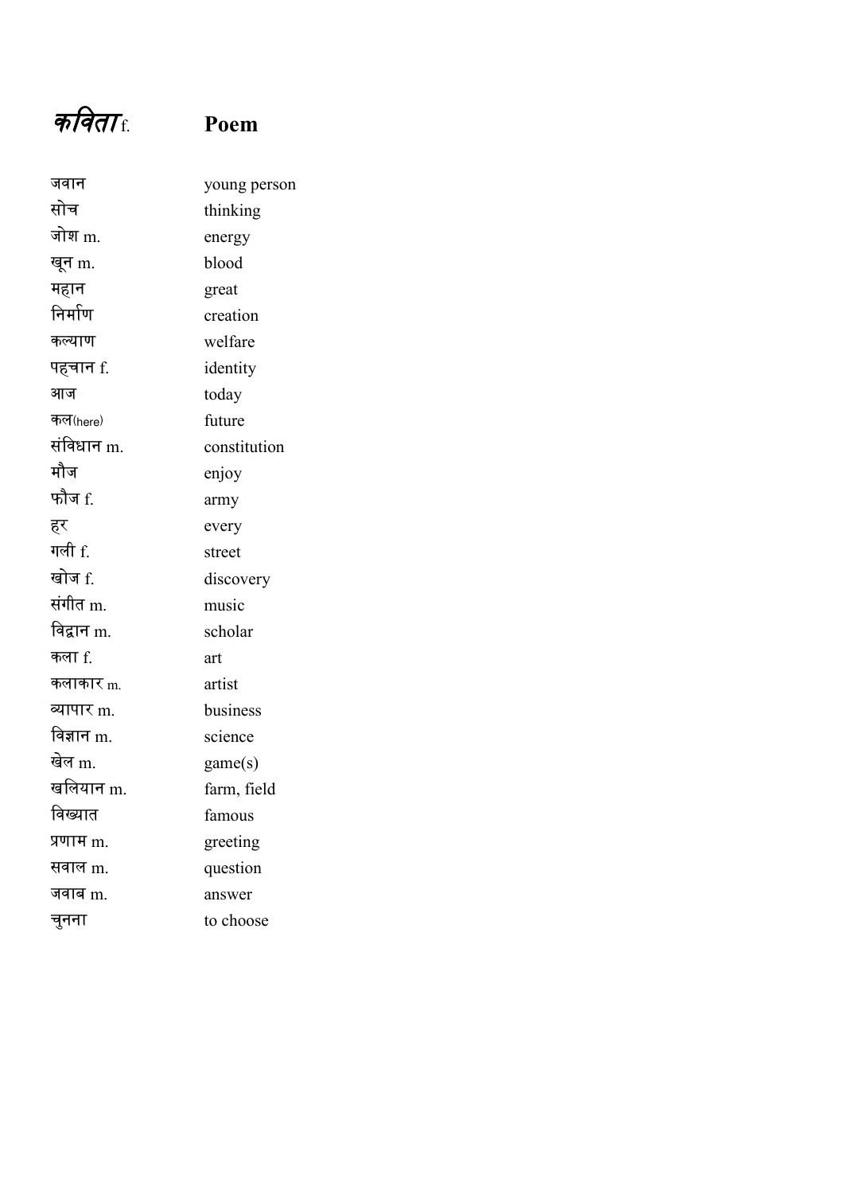# *कविता* f. **Poem**

| | |
|---|---|
| जवान | young person |
| सोच | thinking |
| जोश m. | energy |
| खून m. | blood |
| महान | great |
| निर्माण | creation |
| कल्याण | welfare |
| पहचान f. | identity |
| आज | today |
| कल(here) | future |
| संविधान m. | constitution |
| मौज | enjoy |
| फौज f. | army |
| हर | every |
| गली f. | street |
| खोज f. | discovery |
| संगीत m. | music |
| विद्वान m. | scholar |
| कला f. | art |
| कलाकार m. | artist |
| व्यापार m. | business |
| विज्ञान m. | science |
| खेल m. | game(s) |
| खलियान m. | farm, field |
| विख्यात | famous |
| प्रणाम m. | greeting |
| सवाल m. | question |
| जवाब m. | answer |
| चुनना | to choose |